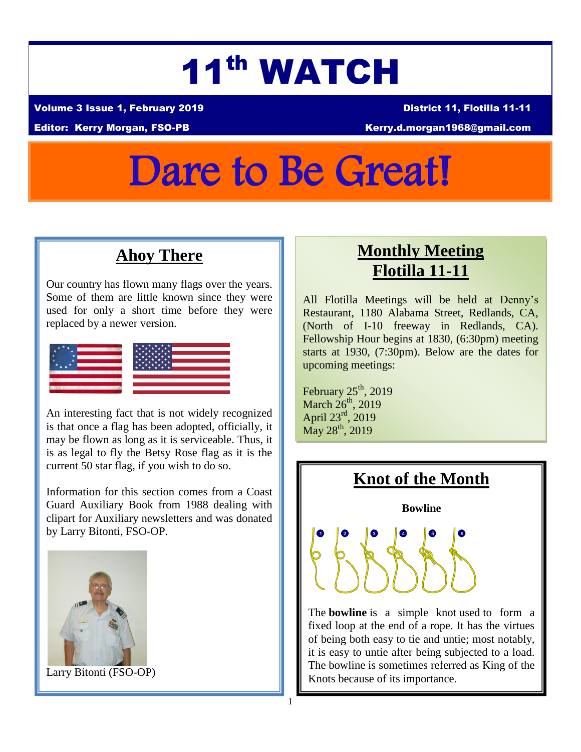# 11th WATCH

**Volume 3 Issue 1, February 2019** — **District 11, Flotilla 11-11**

**Editor: Kerry Morgan, FSO-PB** — **Kerry.d.morgan1968@gmail.com**

# Dare to Be Great!

## Ahoy There

Our country has flown many flags over the years. Some of them are little known since they were used for only a short time before they were replaced by a newer version.

An interesting fact that is not widely recognized is that once a flag has been adopted, officially, it may be flown as long as it is serviceable. Thus, it is as legal to fly the Betsy Rose flag as it is the current 50 star flag, if you wish to do so.

Information for this section comes from a Coast Guard Auxiliary Book from 1988 dealing with clipart for Auxiliary newsletters and was donated by Larry Bitonti, FSO-OP.

Larry Bitonti (FSO-OP)

## Monthly Meeting Flotilla 11-11

All Flotilla Meetings will be held at Denny's Restaurant, 1180 Alabama Street, Redlands, CA, (North of I-10 freeway in Redlands, CA). Fellowship Hour begins at 1830, (6:30pm) meeting starts at 1930, (7:30pm). Below are the dates for upcoming meetings:

February 25th, 2019
March 26th, 2019
April 23rd, 2019
May 28th, 2019

## Knot of the Month

**Bowline**

The **bowline** is a simple knot used to form a fixed loop at the end of a rope. It has the virtues of being both easy to tie and untie; most notably, it is easy to untie after being subjected to a load. The bowline is sometimes referred as King of the Knots because of its importance.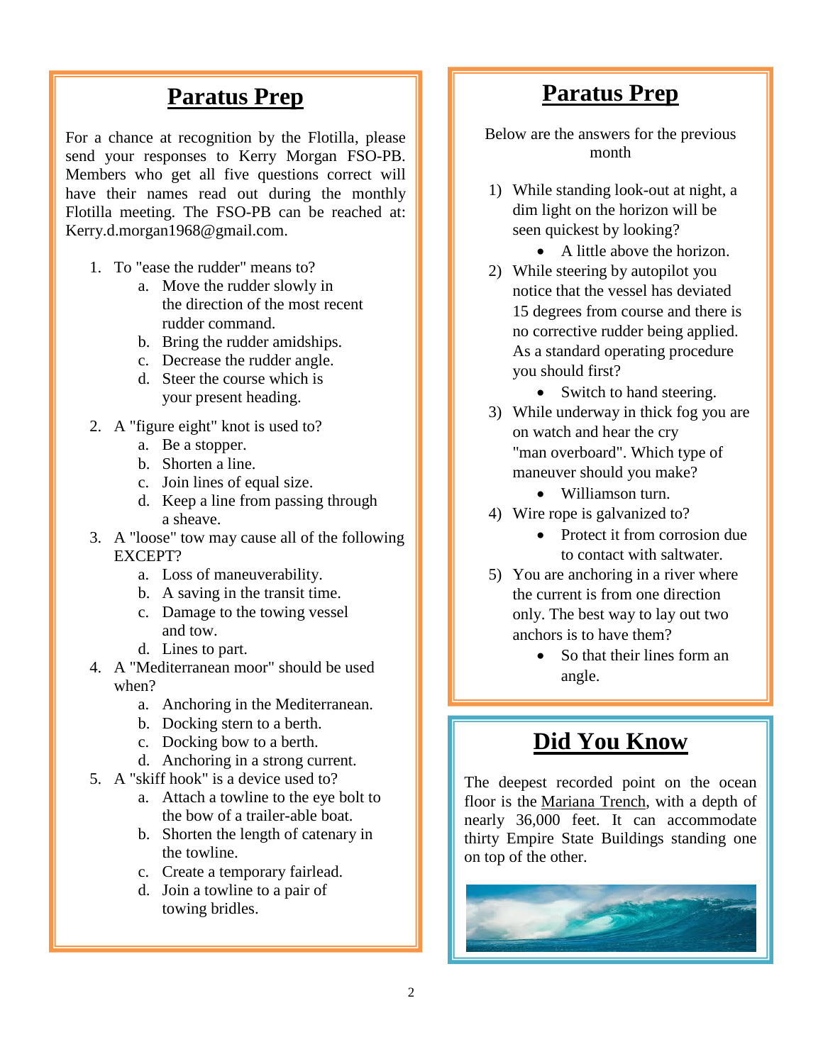## Paratus Prep

For a chance at recognition by the Flotilla, please send your responses to Kerry Morgan FSO-PB. Members who get all five questions correct will have their names read out during the monthly Flotilla meeting. The FSO-PB can be reached at: Kerry.d.morgan1968@gmail.com.

1. To "ease the rudder" means to?
   a. Move the rudder slowly in the direction of the most recent rudder command.
   b. Bring the rudder amidships.
   c. Decrease the rudder angle.
   d. Steer the course which is your present heading.

2. A "figure eight" knot is used to?
   a. Be a stopper.
   b. Shorten a line.
   c. Join lines of equal size.
   d. Keep a line from passing through a sheave.

3. A "loose" tow may cause all of the following EXCEPT?
   a. Loss of maneuverability.
   b. A saving in the transit time.
   c. Damage to the towing vessel and tow.
   d. Lines to part.

4. A "Mediterranean moor" should be used when?
   a. Anchoring in the Mediterranean.
   b. Docking stern to a berth.
   c. Docking bow to a berth.
   d. Anchoring in a strong current.

5. A "skiff hook" is a device used to?
   a. Attach a towline to the eye bolt to the bow of a trailer-able boat.
   b. Shorten the length of catenary in the towline.
   c. Create a temporary fairlead.
   d. Join a towline to a pair of towing bridles.

## Paratus Prep

Below are the answers for the previous month

1) While standing look-out at night, a dim light on the horizon will be seen quickest by looking?
   - A little above the horizon.
2) While steering by autopilot you notice that the vessel has deviated 15 degrees from course and there is no corrective rudder being applied. As a standard operating procedure you should first?
   - Switch to hand steering.
3) While underway in thick fog you are on watch and hear the cry "man overboard". Which type of maneuver should you make?
   - Williamson turn.
4) Wire rope is galvanized to?
   - Protect it from corrosion due to contact with saltwater.
5) You are anchoring in a river where the current is from one direction only. The best way to lay out two anchors is to have them?
   - So that their lines form an angle.

## Did You Know

The deepest recorded point on the ocean floor is the Mariana Trench, with a depth of nearly 36,000 feet. It can accommodate thirty Empire State Buildings standing one on top of the other.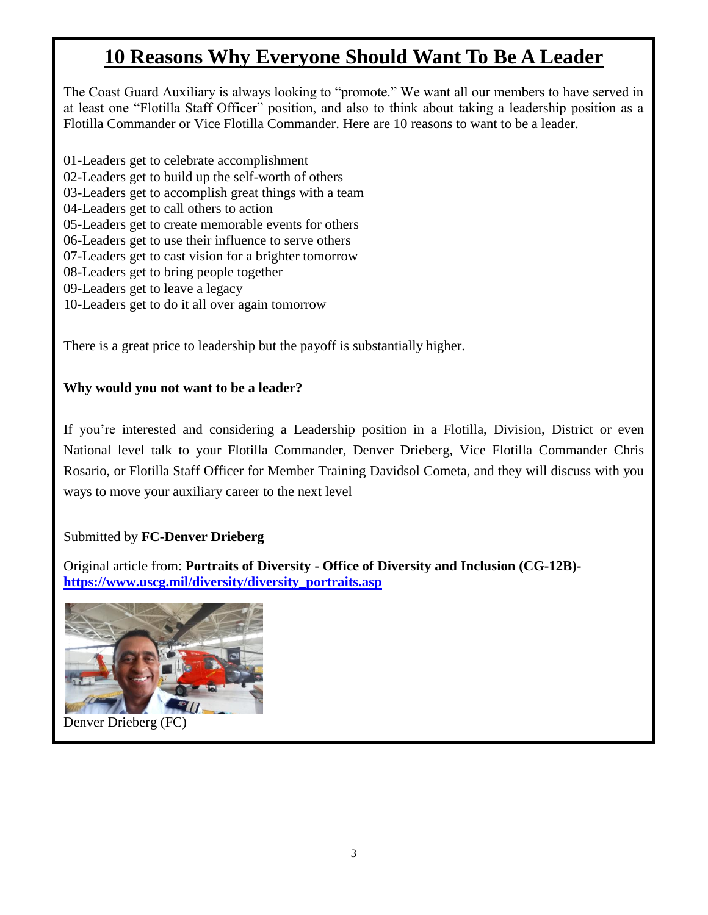# 10 Reasons Why Everyone Should Want To Be A Leader

The Coast Guard Auxiliary is always looking to "promote." We want all our members to have served in at least one "Flotilla Staff Officer" position, and also to think about taking a leadership position as a Flotilla Commander or Vice Flotilla Commander. Here are 10 reasons to want to be a leader.

01-Leaders get to celebrate accomplishment
02-Leaders get to build up the self-worth of others
03-Leaders get to accomplish great things with a team
04-Leaders get to call others to action
05-Leaders get to create memorable events for others
06-Leaders get to use their influence to serve others
07-Leaders get to cast vision for a brighter tomorrow
08-Leaders get to bring people together
09-Leaders get to leave a legacy
10-Leaders get to do it all over again tomorrow

There is a great price to leadership but the payoff is substantially higher.

**Why would you not want to be a leader?**

If you're interested and considering a Leadership position in a Flotilla, Division, District or even National level talk to your Flotilla Commander, Denver Drieberg, Vice Flotilla Commander Chris Rosario, or Flotilla Staff Officer for Member Training Davidsol Cometa, and they will discuss with you ways to move your auxiliary career to the next level

Submitted by **FC-Denver Drieberg**

Original article from: **Portraits of Diversity - Office of Diversity and Inclusion (CG-12B)- [https://www.uscg.mil/diversity/diversity_portraits.asp](https://www.uscg.mil/diversity/diversity_portraits.asp)**

Denver Drieberg (FC)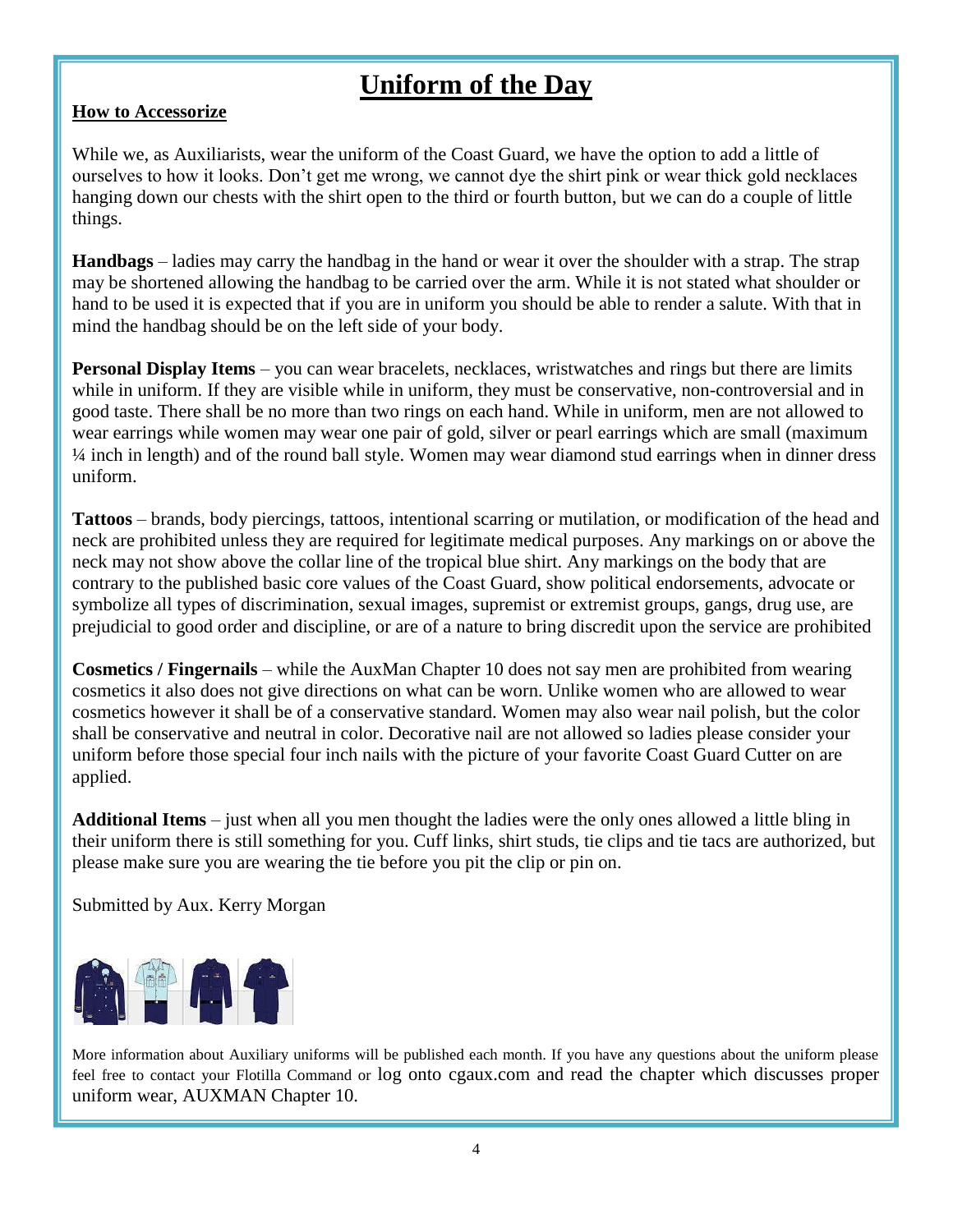# Uniform of the Day

**How to Accessorize**

While we, as Auxiliarists, wear the uniform of the Coast Guard, we have the option to add a little of ourselves to how it looks. Don't get me wrong, we cannot dye the shirt pink or wear thick gold necklaces hanging down our chests with the shirt open to the third or fourth button, but we can do a couple of little things.

**Handbags** – ladies may carry the handbag in the hand or wear it over the shoulder with a strap. The strap may be shortened allowing the handbag to be carried over the arm. While it is not stated what shoulder or hand to be used it is expected that if you are in uniform you should be able to render a salute. With that in mind the handbag should be on the left side of your body.

**Personal Display Items** – you can wear bracelets, necklaces, wristwatches and rings but there are limits while in uniform. If they are visible while in uniform, they must be conservative, non-controversial and in good taste. There shall be no more than two rings on each hand. While in uniform, men are not allowed to wear earrings while women may wear one pair of gold, silver or pearl earrings which are small (maximum ¼ inch in length) and of the round ball style. Women may wear diamond stud earrings when in dinner dress uniform.

**Tattoos** – brands, body piercings, tattoos, intentional scarring or mutilation, or modification of the head and neck are prohibited unless they are required for legitimate medical purposes. Any markings on or above the neck may not show above the collar line of the tropical blue shirt. Any markings on the body that are contrary to the published basic core values of the Coast Guard, show political endorsements, advocate or symbolize all types of discrimination, sexual images, supremist or extremist groups, gangs, drug use, are prejudicial to good order and discipline, or are of a nature to bring discredit upon the service are prohibited

**Cosmetics / Fingernails** – while the AuxMan Chapter 10 does not say men are prohibited from wearing cosmetics it also does not give directions on what can be worn. Unlike women who are allowed to wear cosmetics however it shall be of a conservative standard. Women may also wear nail polish, but the color shall be conservative and neutral in color. Decorative nail are not allowed so ladies please consider your uniform before those special four inch nails with the picture of your favorite Coast Guard Cutter on are applied.

**Additional Items** – just when all you men thought the ladies were the only ones allowed a little bling in their uniform there is still something for you. Cuff links, shirt studs, tie clips and tie tacs are authorized, but please make sure you are wearing the tie before you pit the clip or pin on.

Submitted by Aux. Kerry Morgan

More information about Auxiliary uniforms will be published each month. If you have any questions about the uniform please feel free to contact your Flotilla Command or log onto cgaux.com and read the chapter which discusses proper uniform wear, AUXMAN Chapter 10.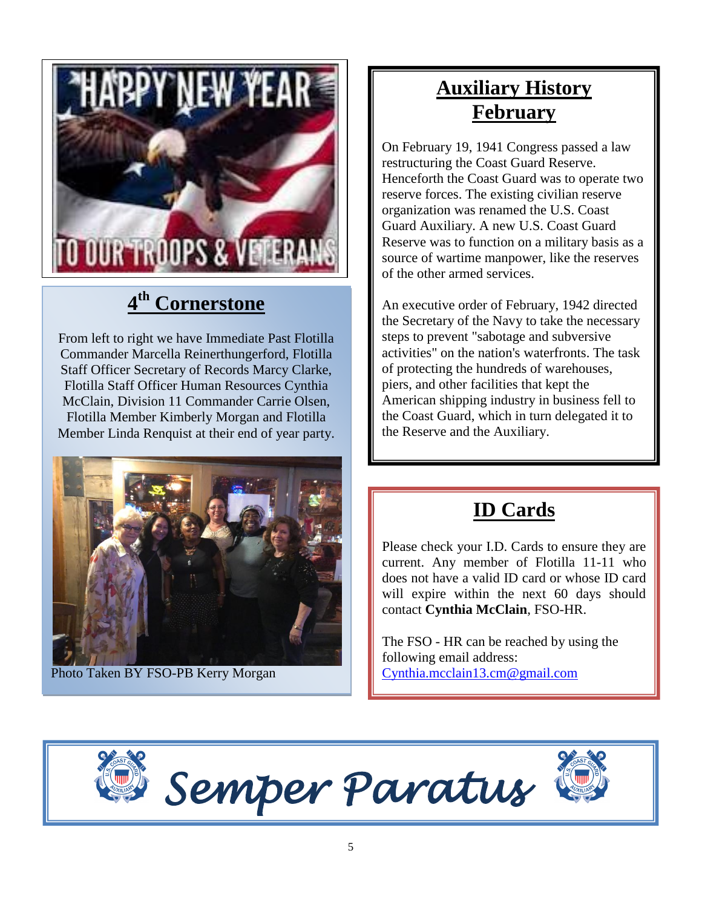HAPPY NEW YEAR TO OUR TROOPS & VETERANS

## 4th Cornerstone

From left to right we have Immediate Past Flotilla Commander Marcella Reinerthungerford, Flotilla Staff Officer Secretary of Records Marcy Clarke, Flotilla Staff Officer Human Resources Cynthia McClain, Division 11 Commander Carrie Olsen, Flotilla Member Kimberly Morgan and Flotilla Member Linda Renquist at their end of year party.

Photo Taken BY FSO-PB Kerry Morgan

## Auxiliary History February

On February 19, 1941 Congress passed a law restructuring the Coast Guard Reserve. Henceforth the Coast Guard was to operate two reserve forces. The existing civilian reserve organization was renamed the U.S. Coast Guard Auxiliary. A new U.S. Coast Guard Reserve was to function on a military basis as a source of wartime manpower, like the reserves of the other armed services.

An executive order of February, 1942 directed the Secretary of the Navy to take the necessary steps to prevent "sabotage and subversive activities" on the nation's waterfronts. The task of protecting the hundreds of warehouses, piers, and other facilities that kept the American shipping industry in business fell to the Coast Guard, which in turn delegated it to the Reserve and the Auxiliary.

## ID Cards

Please check your I.D. Cards to ensure they are current. Any member of Flotilla 11-11 who does not have a valid ID card or whose ID card will expire within the next 60 days should contact **Cynthia McClain**, FSO-HR.

The FSO - HR can be reached by using the following email address: Cynthia.mcclain13.cm@gmail.com

*Semper Paratus*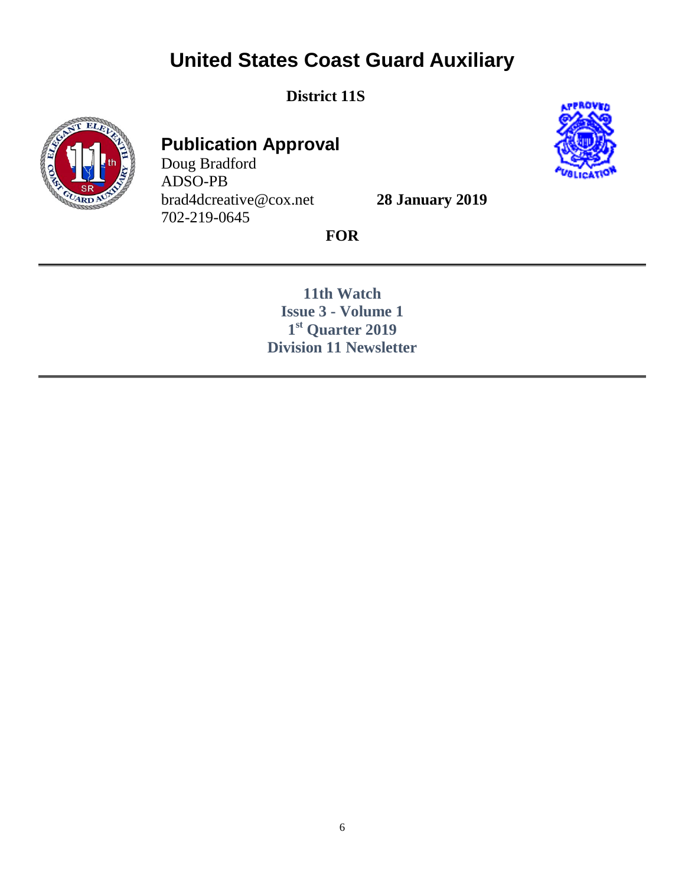# United States Coast Guard Auxiliary

**District 11S**

## Publication Approval

Doug Bradford
ADSO-PB
brad4dcreative@cox.net

**28 January 2019**

702-219-0645

**FOR**

---

**11th Watch**
**Issue 3 - Volume 1**
**1st Quarter 2019**
**Division 11 Newsletter**

---